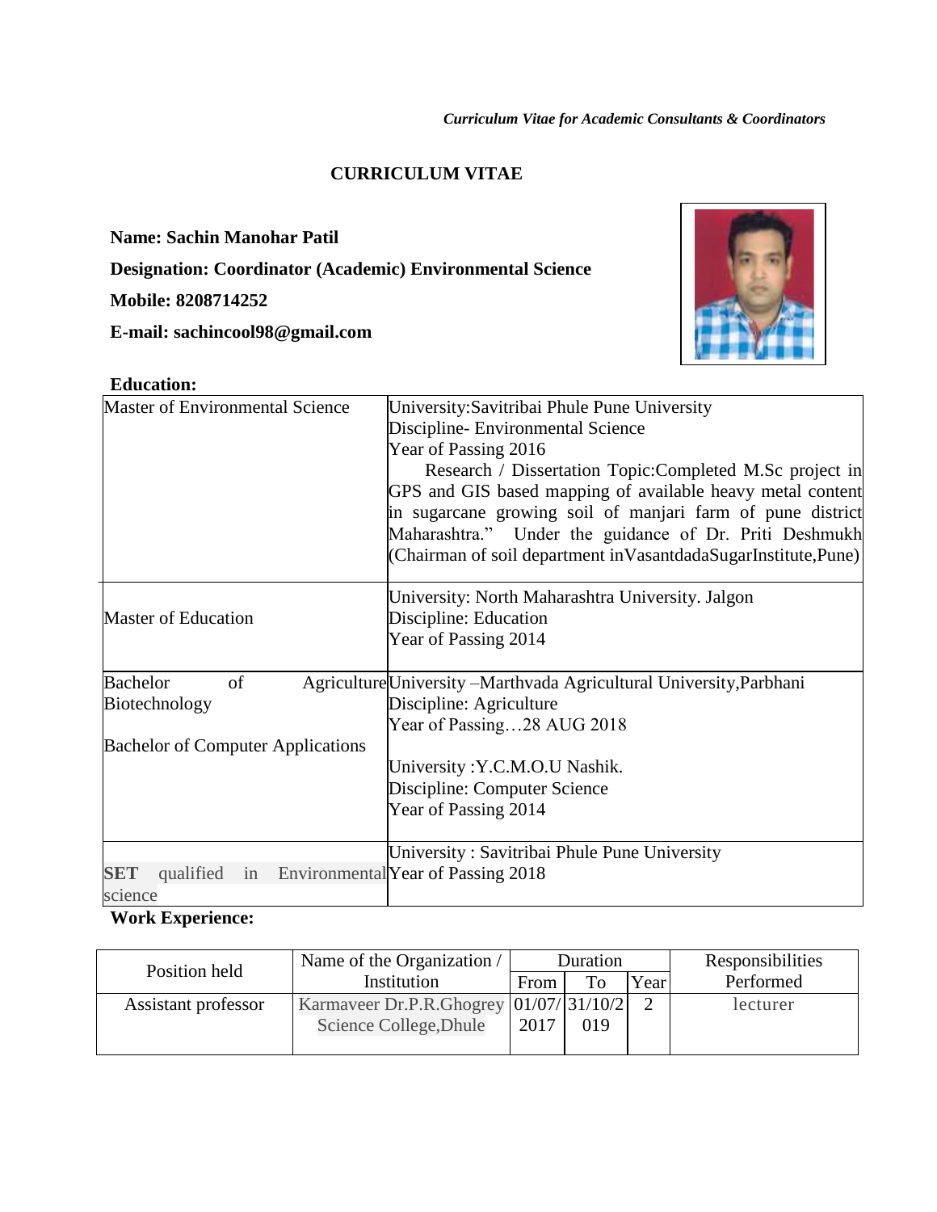*Curriculum Vitae for Academic Consultants & Coordinators*

## CURRICULUM VITAE

**Name: Sachin Manohar Patil**

**Designation: Coordinator (Academic) Environmental Science**

**Mobile: 8208714252**

**E-mail: sachincool98@gmail.com**

**Education:**

| | |
|---|---|
| Master of Environmental Science | University:Savitribai Phule Pune University<br>Discipline- Environmental Science<br>Year of Passing 2016<br>Research / Dissertation Topic:Completed M.Sc project in GPS and GIS based mapping of available heavy metal content in sugarcane growing soil of manjari farm of pune district Maharashtra." Under the guidance of Dr. Priti Deshmukh (Chairman of soil department inVasantdadaSugarInstitute,Pune) |
| Master of Education | University: North Maharashtra University. Jalgon<br>Discipline: Education<br>Year of Passing 2014 |
| Bachelor of Agriculture Biotechnology<br><br>Bachelor of Computer Applications | University –Marthvada Agricultural University,Parbhani<br>Discipline: Agriculture<br>Year of Passing…28 AUG 2018<br><br>University :Y.C.M.O.U Nashik.<br>Discipline: Computer Science<br>Year of Passing 2014 |
| **SET** qualified in Environmental science | University : Savitribai Phule Pune University<br>Year of Passing 2018 |

**Work Experience:**

| Position held | Name of the Organization / Institution | Duration | | | Responsibilities Performed |
|---|---|---|---|---|---|
| | | From | To | Year | |
| Assistant professor | Karmaveer Dr.P.R.Ghogrey Science College,Dhule | 01/07/2017 | 31/10/2019 | 2 | lecturer |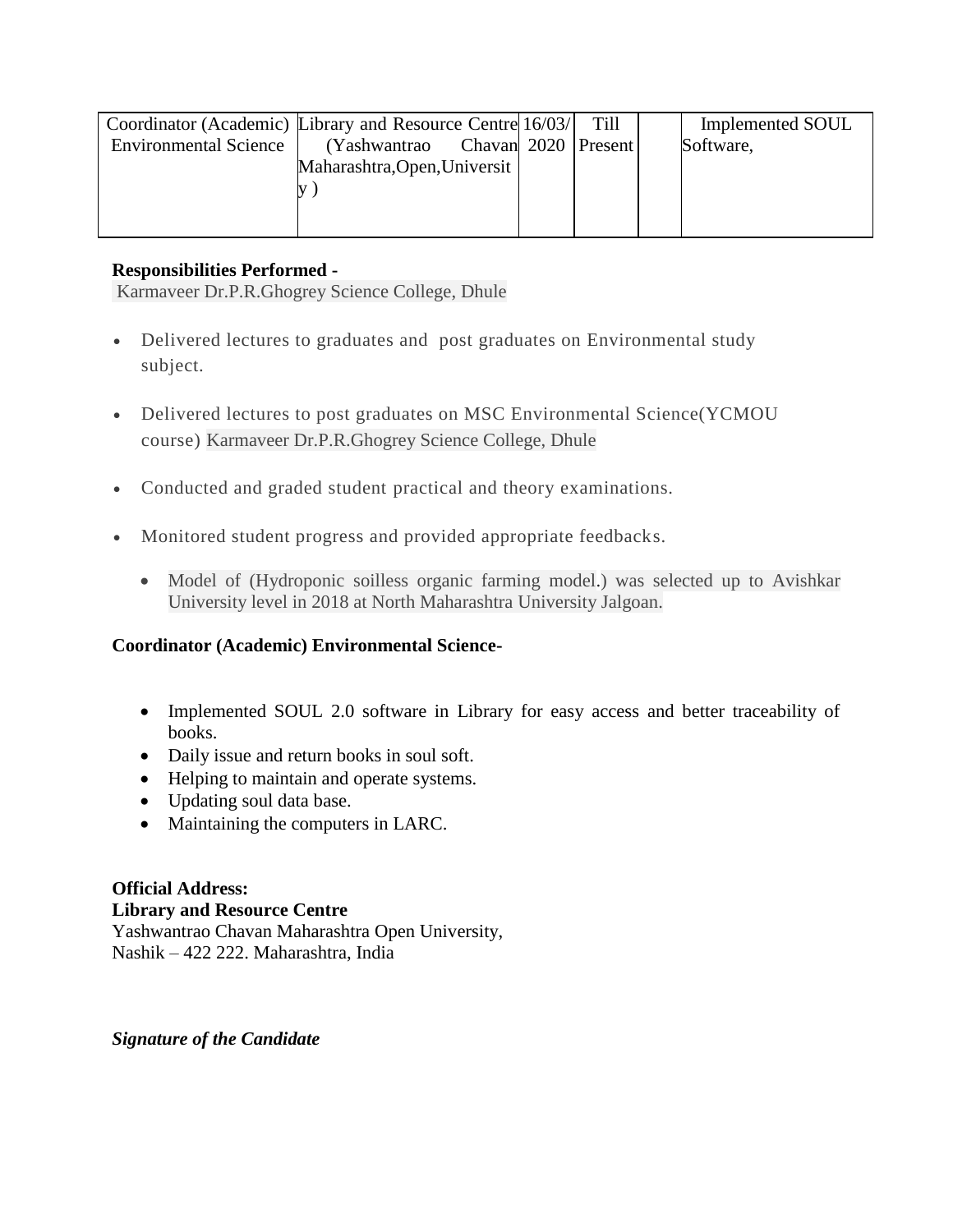| | | | | | |
|---|---|---|---|---|---|
| Coordinator (Academic) Environmental Science | Library and Resource Centre (Yashwantrao Chavan Maharashtra,Open,University ) | 16/03/ 2020 | Till Present | | Implemented SOUL Software, |

**Responsibilities Performed -**

Karmaveer Dr.P.R.Ghogrey Science College, Dhule

- Delivered lectures to graduates and post graduates on Environmental study subject.
- Delivered lectures to post graduates on MSC Environmental Science(YCMOU course) Karmaveer Dr.P.R.Ghogrey Science College, Dhule
- Conducted and graded student practical and theory examinations.
- Monitored student progress and provided appropriate feedbacks.
  - Model of (Hydroponic soilless organic farming model.) was selected up to Avishkar University level in 2018 at North Maharashtra University Jalgoan.

**Coordinator (Academic) Environmental Science-**

- Implemented SOUL 2.0 software in Library for easy access and better traceability of books.
- Daily issue and return books in soul soft.
- Helping to maintain and operate systems.
- Updating soul data base.
- Maintaining the computers in LARC.

**Official Address:**
**Library and Resource Centre**
Yashwantrao Chavan Maharashtra Open University,
Nashik – 422 222. Maharashtra, India

***Signature of the Candidate***